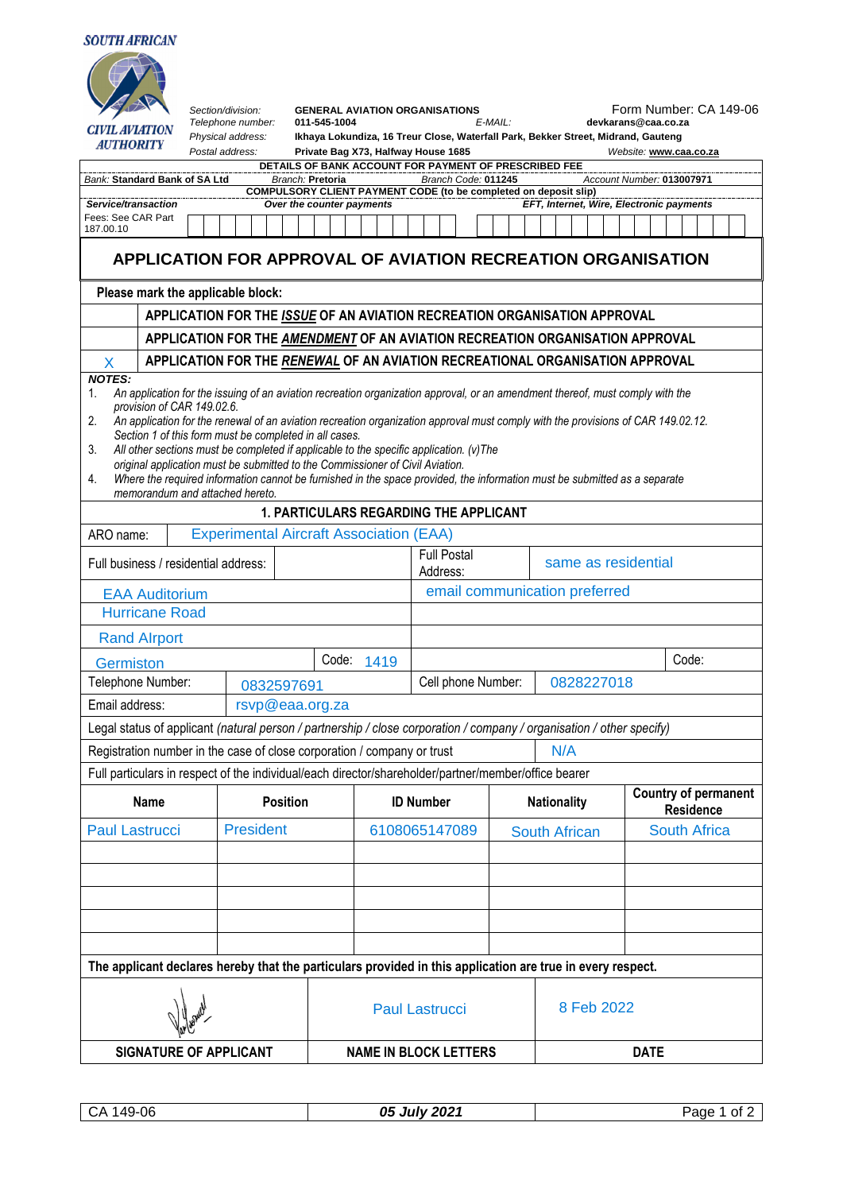SOUTH AFRICAN CIVIL AVIATION AUTHORITY

| | | | |
|---|---|---|---|
| *Section/division:* | **GENERAL AVIATION ORGANISATIONS** | | Form Number: CA 149-06 |
| *Telephone number:* | **011-545-1004** | *E-MAIL:* | **devkarans@caa.co.za** |
| *Physical address:* | **Ikhaya Lokundiza, 16 Treur Close, Waterfall Park, Bekker Street, Midrand, Gauteng** | | |
| *Postal address:* | **Private Bag X73, Halfway House 1685** | | *Website:* **www.caa.co.za** |

**DETAILS OF BANK ACCOUNT FOR PAYMENT OF PRESCRIBED FEE**

| *Bank:* **Standard Bank of SA Ltd** | *Branch:* **Pretoria** | *Branch Code:* **011245** | *Account Number:* **013007971** |
|---|---|---|---|

**COMPULSORY CLIENT PAYMENT CODE (to be completed on deposit slip)**

| ***Service/transaction*** | ***Over the counter payments*** | ***EFT, Internet, Wire, Electronic payments*** |
|---|---|---|
| Fees: See CAR Part 187.00.10 | | |

# APPLICATION FOR APPROVAL OF AVIATION RECREATION ORGANISATION

**Please mark the applicable block:**

| | |
|---|---|
| | **APPLICATION FOR THE *ISSUE* OF AN AVIATION RECREATION ORGANISATION APPROVAL** |
| | **APPLICATION FOR THE *AMENDMENT* OF AN AVIATION RECREATION ORGANISATION APPROVAL** |
| X | **APPLICATION FOR THE *RENEWAL* OF AN AVIATION RECREATIONAL ORGANISATION APPROVAL** |

***NOTES:***

1. *An application for the issuing of an aviation recreation organization approval, or an amendment thereof, must comply with the provision of CAR 149.02.6.*
2. *An application for the renewal of an aviation recreation organization approval must comply with the provisions of CAR 149.02.12. Section 1 of this form must be completed in all cases.*
3. *All other sections must be completed if applicable to the specific application. (v)The original application must be submitted to the Commissioner of Civil Aviation.*
4. *Where the required information cannot be furnished in the space provided, the information must be submitted as a separate memorandum and attached hereto.*

## 1. PARTICULARS REGARDING THE APPLICANT

| | | | |
|---|---|---|---|
| ARO name: | Experimental Aircraft Association (EAA) | | |
| Full business / residential address: | | Full Postal Address: | same as residential |
| EAA Auditorium | | email communication preferred | |
| Hurricane Road | | | |
| Rand AIrport | | | |
| Germiston | Code: 1419 | | Code: |
| Telephone Number: | 0832597691 | Cell phone Number: | 0828227018 |
| Email address: | rsvp@eaa.org.za | | |

Legal status of applicant *(natural person / partnership / close corporation / company / organisation / other specify)*

Registration number in the case of close corporation / company or trust: N/A

Full particulars in respect of the individual/each director/shareholder/partner/member/office bearer

| Name | Position | ID Number | Nationality | Country of permanent Residence |
|---|---|---|---|---|
| Paul Lastrucci | President | 6108065147089 | South African | South Africa |
| | | | | |
| | | | | |
| | | | | |
| | | | | |
| | | | | |

**The applicant declares hereby that the particulars provided in this application are true in every respect.**

| [signature] | Paul Lastrucci | 8 Feb 2022 |
|---|---|---|
| **SIGNATURE OF APPLICANT** | **NAME IN BLOCK LETTERS** | **DATE** |

| CA 149-06 | ***05 July 2021*** |
|---|---|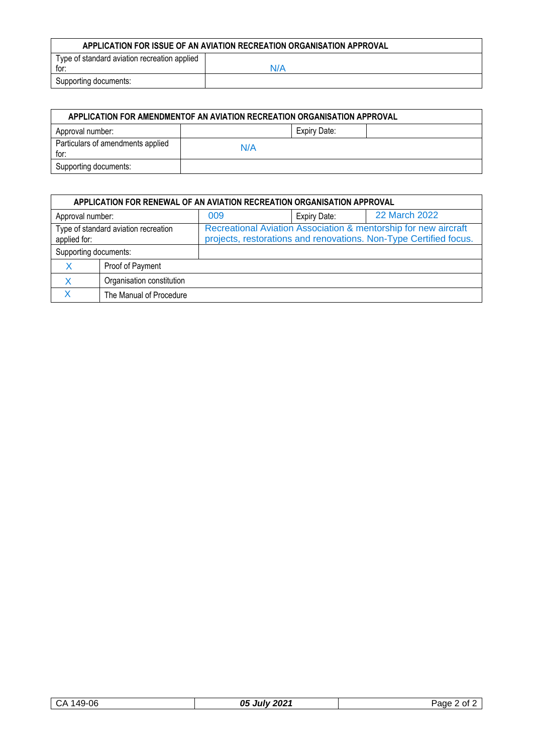| APPLICATION FOR ISSUE OF AN AVIATION RECREATION ORGANISATION APPROVAL | |
|---|---|
| Type of standard aviation recreation applied for: | N/A |
| Supporting documents: | |

| APPLICATION FOR AMENDMENTOF AN AVIATION RECREATION ORGANISATION APPROVAL | | | |
|---|---|---|---|
| Approval number: | | Expiry Date: | |
| Particulars of amendments applied for: | N/A | | |
| Supporting documents: | | | |

| APPLICATION FOR RENEWAL OF AN AVIATION RECREATION ORGANISATION APPROVAL | | | |
|---|---|---|---|
| Approval number: | 009 | Expiry Date: | 22 March 2022 |
| Type of standard aviation recreation applied for: | Recreational Aviation Association & mentorship for new aircraft projects, restorations and renovations. Non-Type Certified focus. | | |
| Supporting documents: | | | |
| X | Proof of Payment | | |
| X | Organisation constitution | | |
| X | The Manual of Procedure | | |